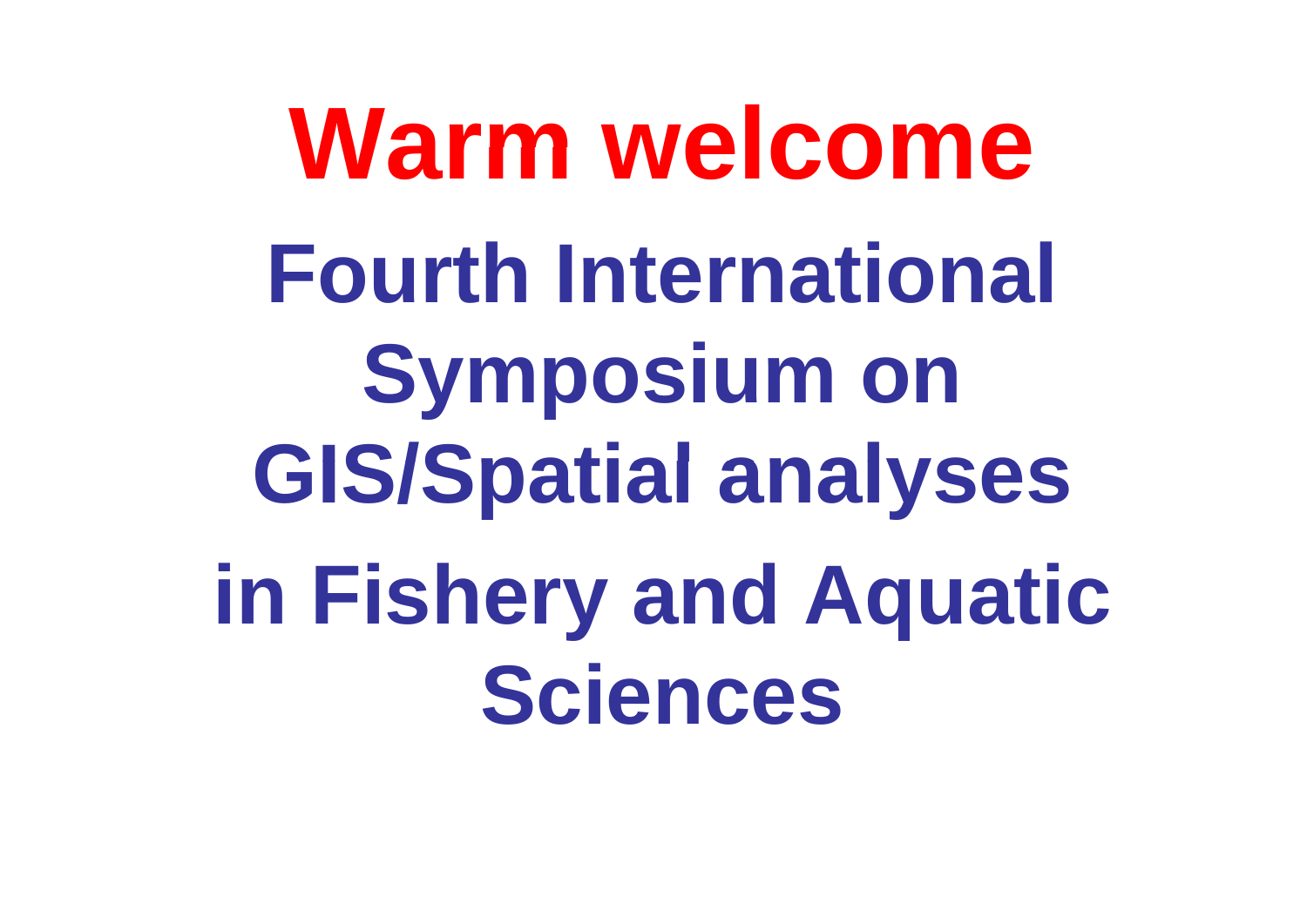# Warm welcome

## Fourth International Symposium on GIS/Spatial analyses in Fishery and Aquatic Sciences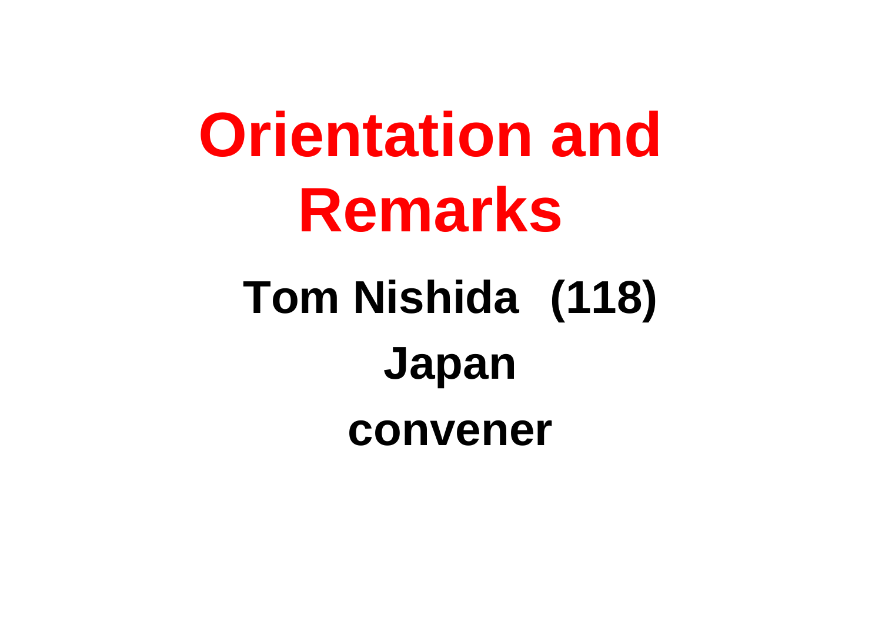# Orientation and Remarks

**Tom Nishida (118)**

**Japan**

**convener**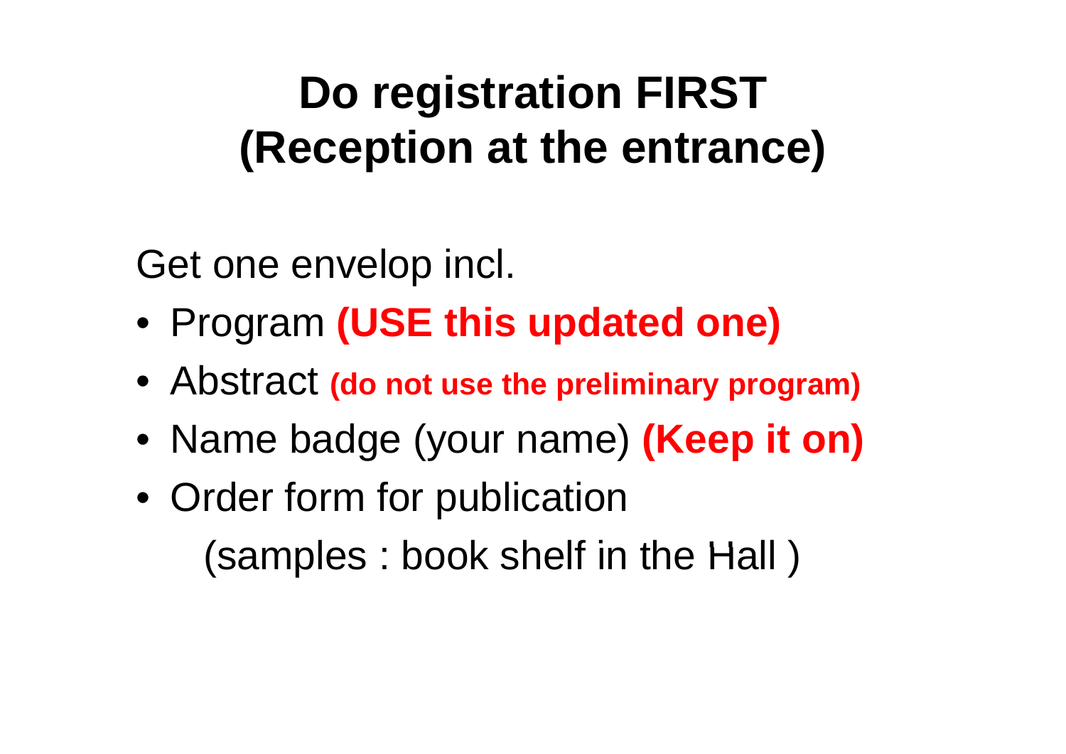# Do registration FIRST
# (Reception at the entrance)

Get one envelop incl.

- Program **(USE this updated one)**
- Abstract **(do not use the preliminary program)**
- Name badge (your name) **(Keep it on)**
- Order form for publication
  (samples : book shelf in the Hall )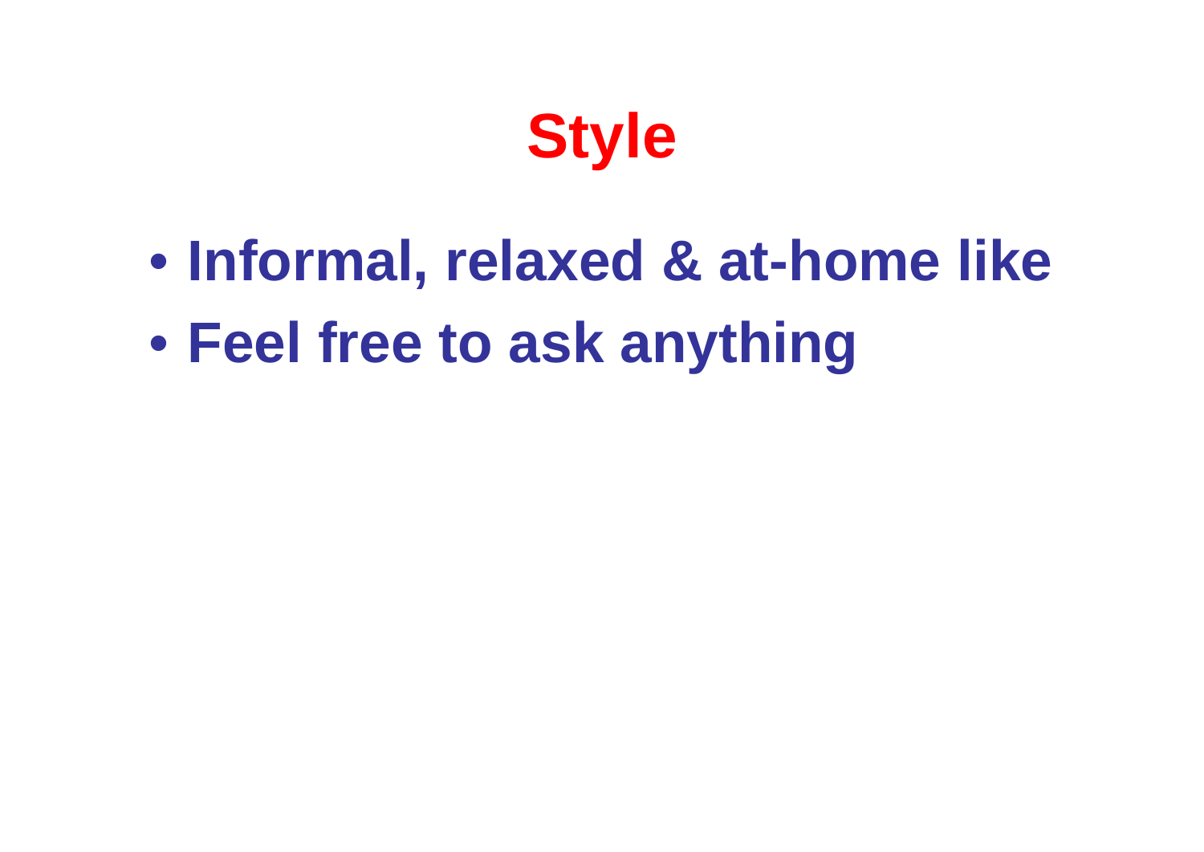# Style

- **Informal, relaxed & at-home like**
- **Feel free to ask anything**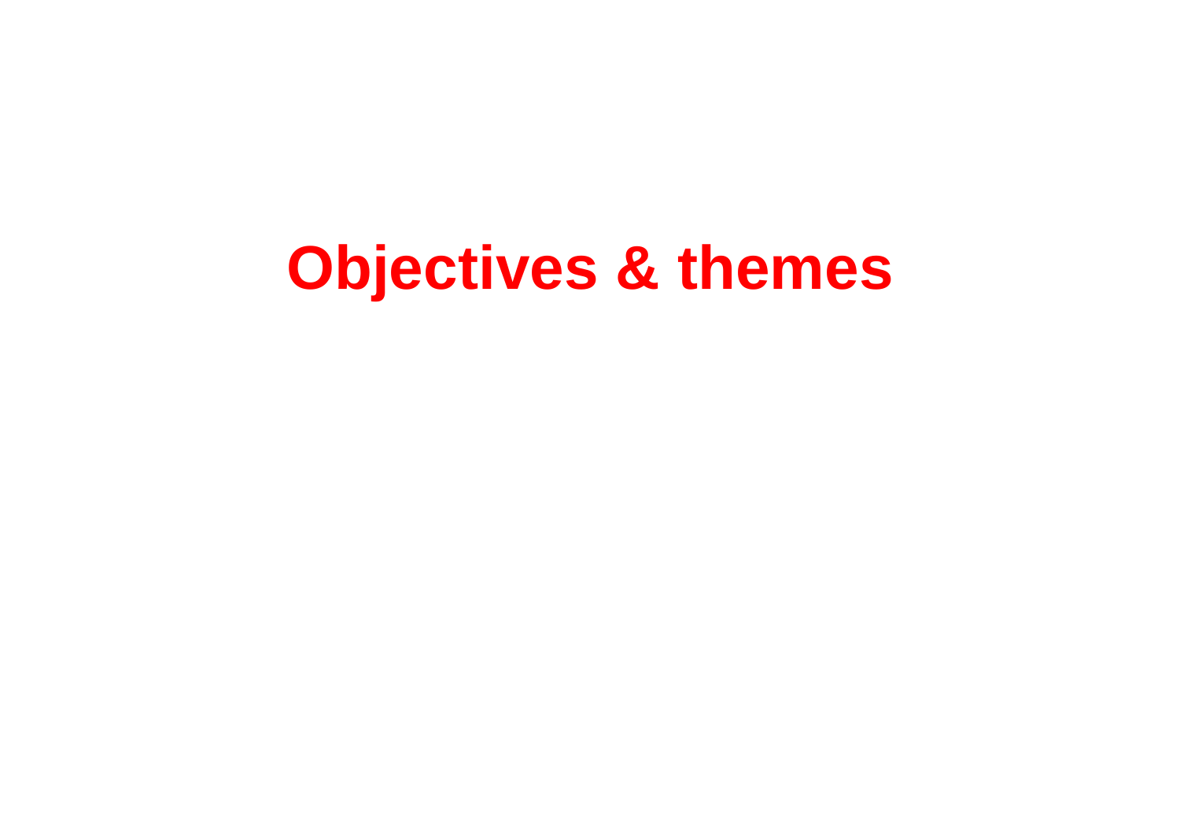# Objectives & themes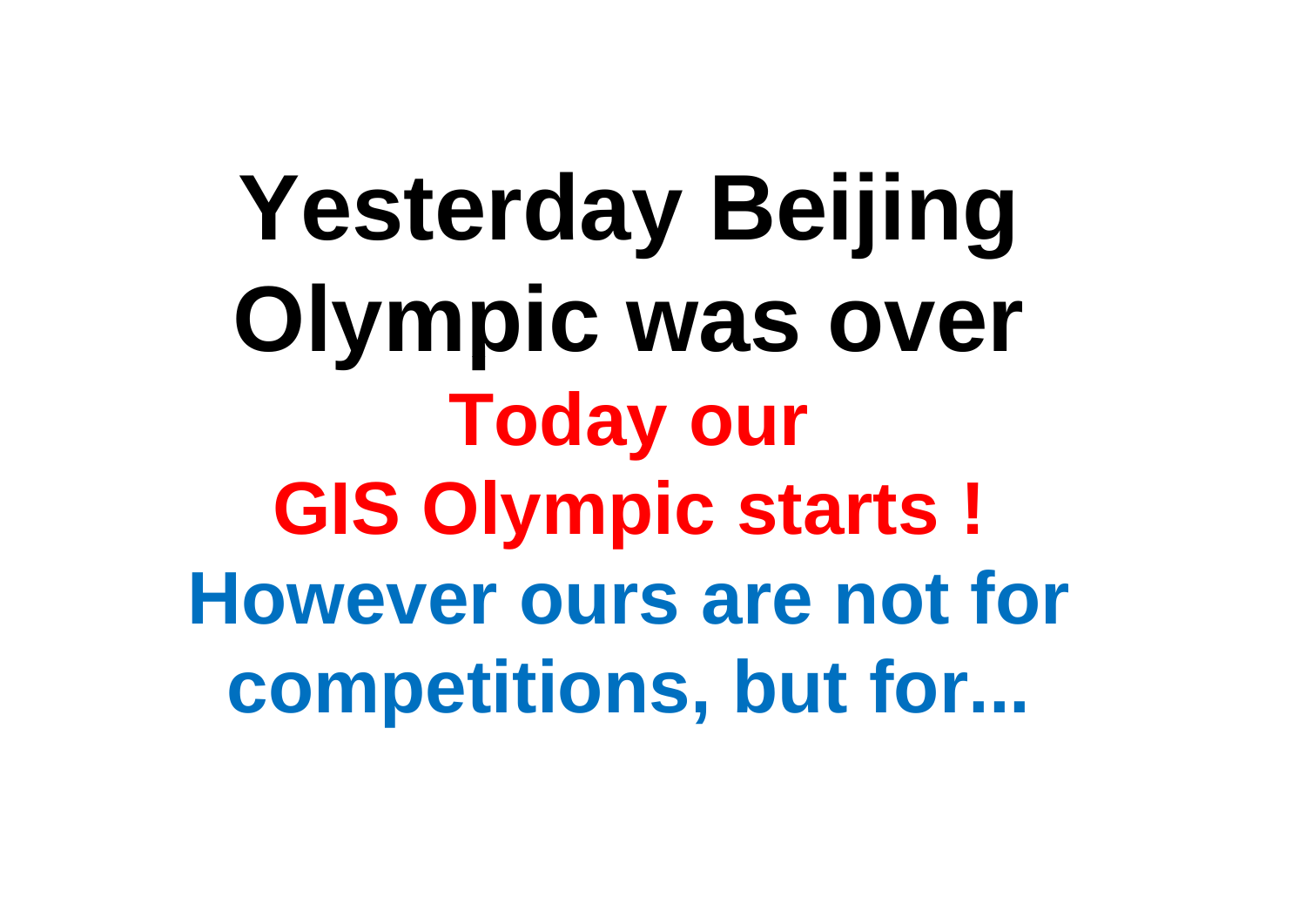# Yesterday Beijing Olympic was over

**Today our GIS Olympic starts !**

**However ours are not for competitions, but for...**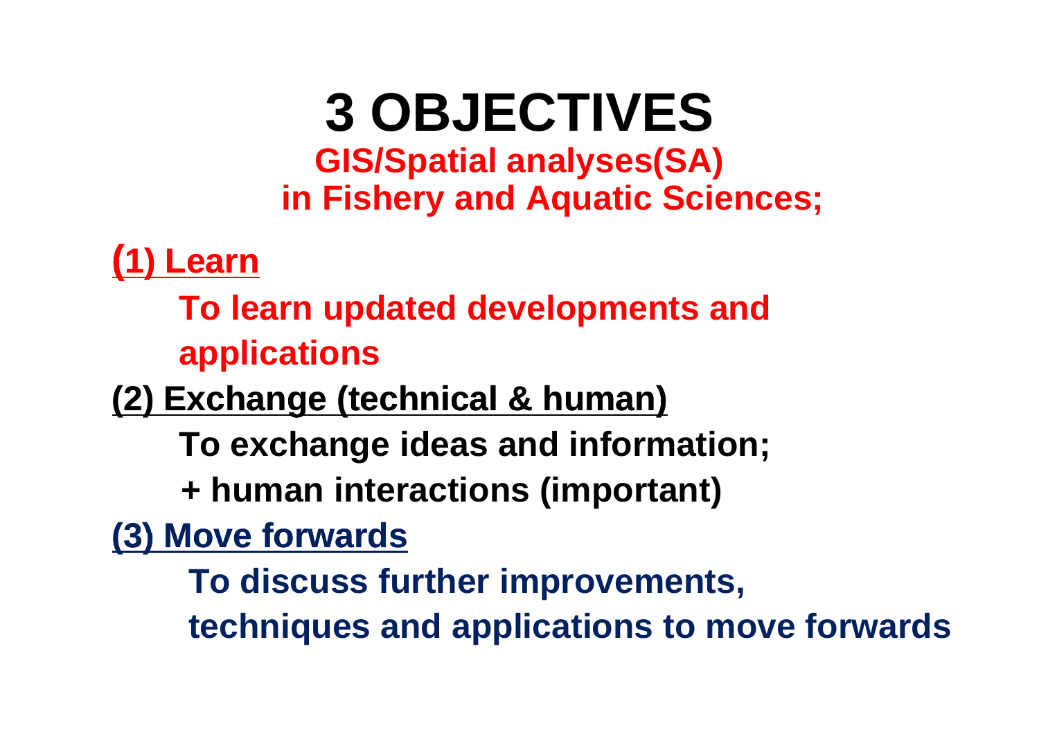# 3 OBJECTIVES

**GIS/Spatial analyses(SA) in Fishery and Aquatic Sciences;**

**(1) Learn**

**To learn updated developments and applications**

**(2) Exchange (technical & human)**

**To exchange ideas and information;**

**+ human interactions (important)**

**(3) Move forwards**

**To discuss further improvements, techniques and applications to move forwards**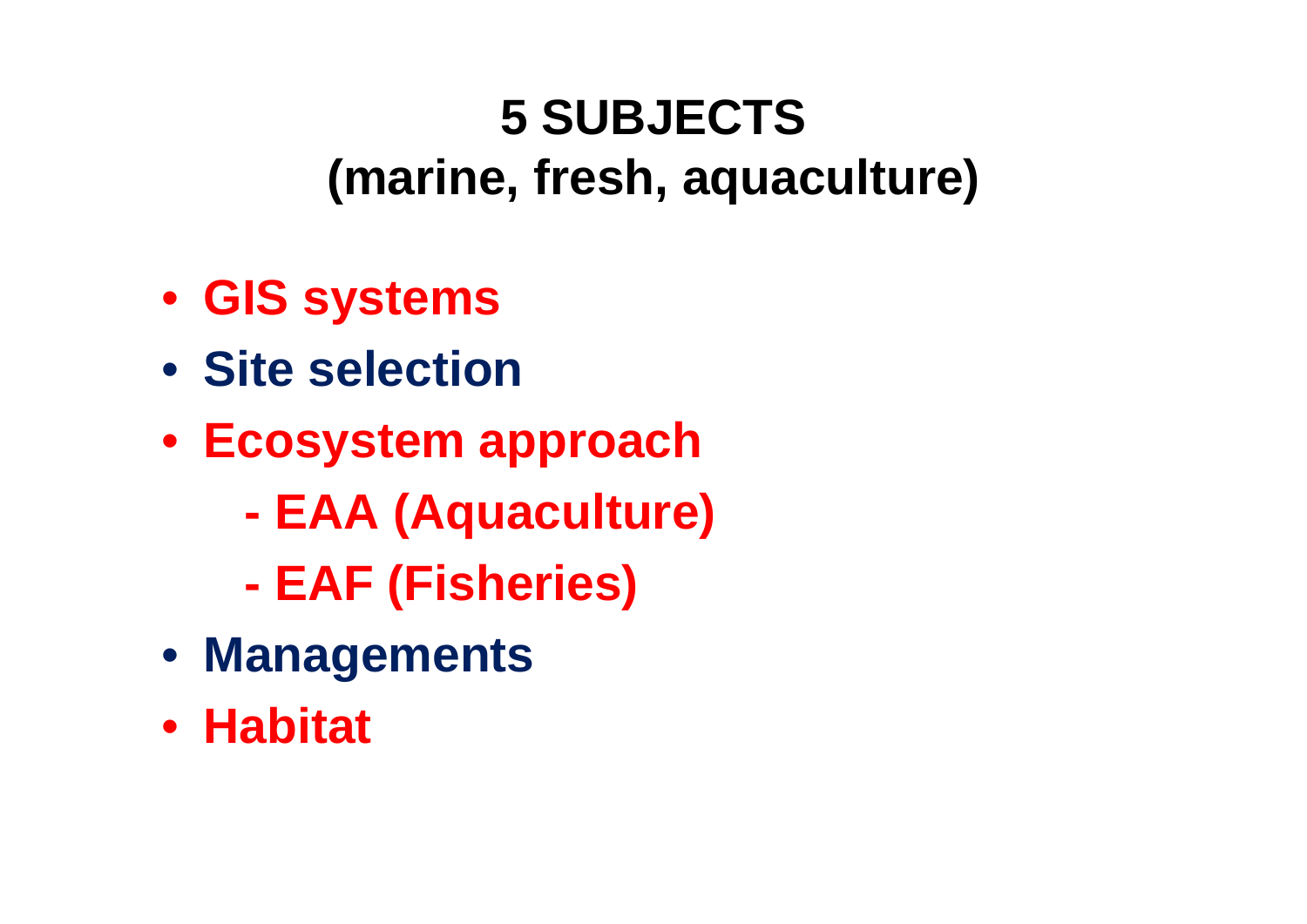# 5 SUBJECTS
# (marine, fresh, aquaculture)

- **GIS systems**
- **Site selection**
- **Ecosystem approach**
  - **EAA (Aquaculture)**
  - **EAF (Fisheries)**
- **Managements**
- **Habitat**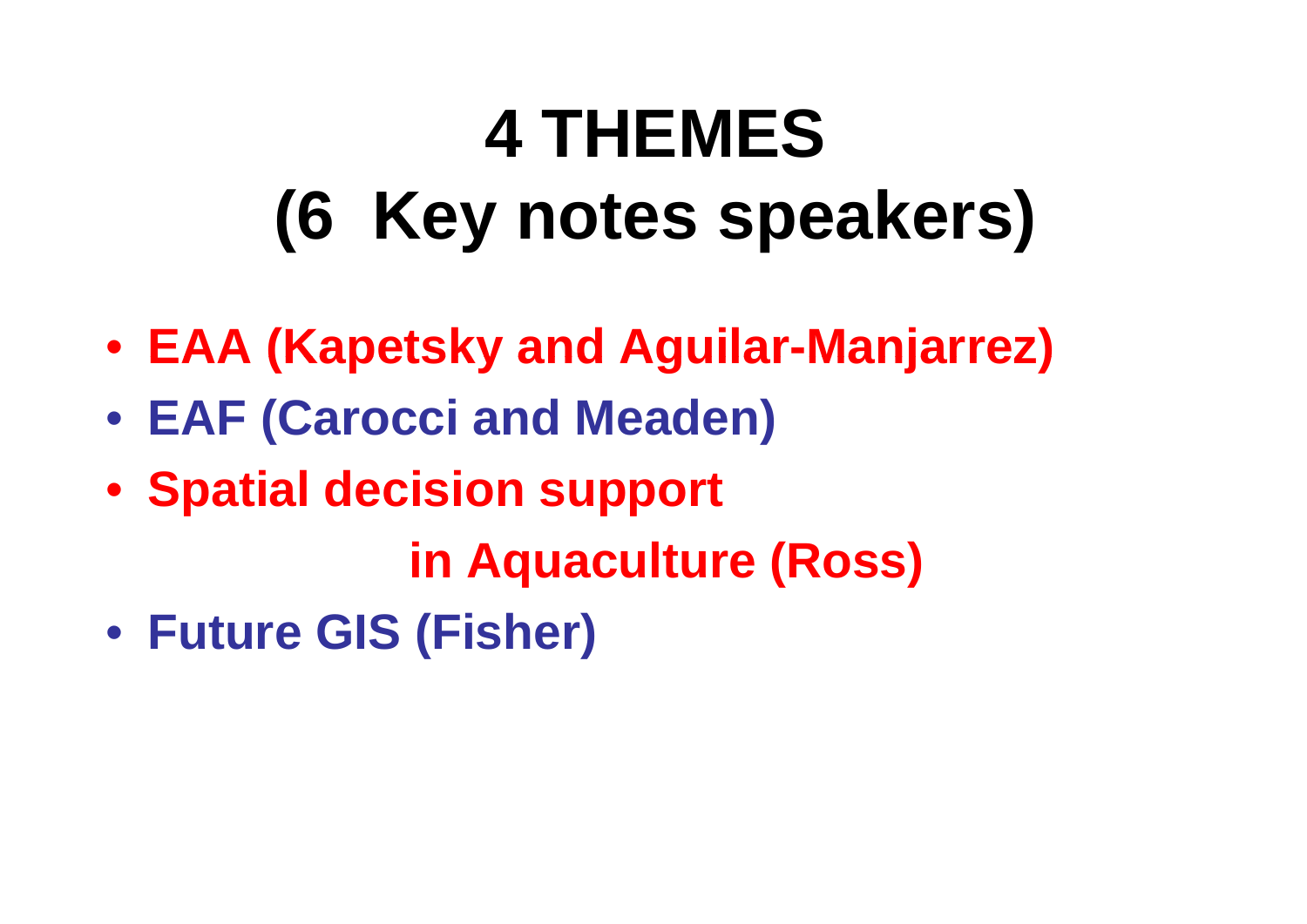# 4 THEMES
# (6 Key notes speakers)

- **EAA (Kapetsky and Aguilar-Manjarrez)**
- **EAF (Carocci and Meaden)**
- **Spatial decision support in Aquaculture (Ross)**
- **Future GIS (Fisher)**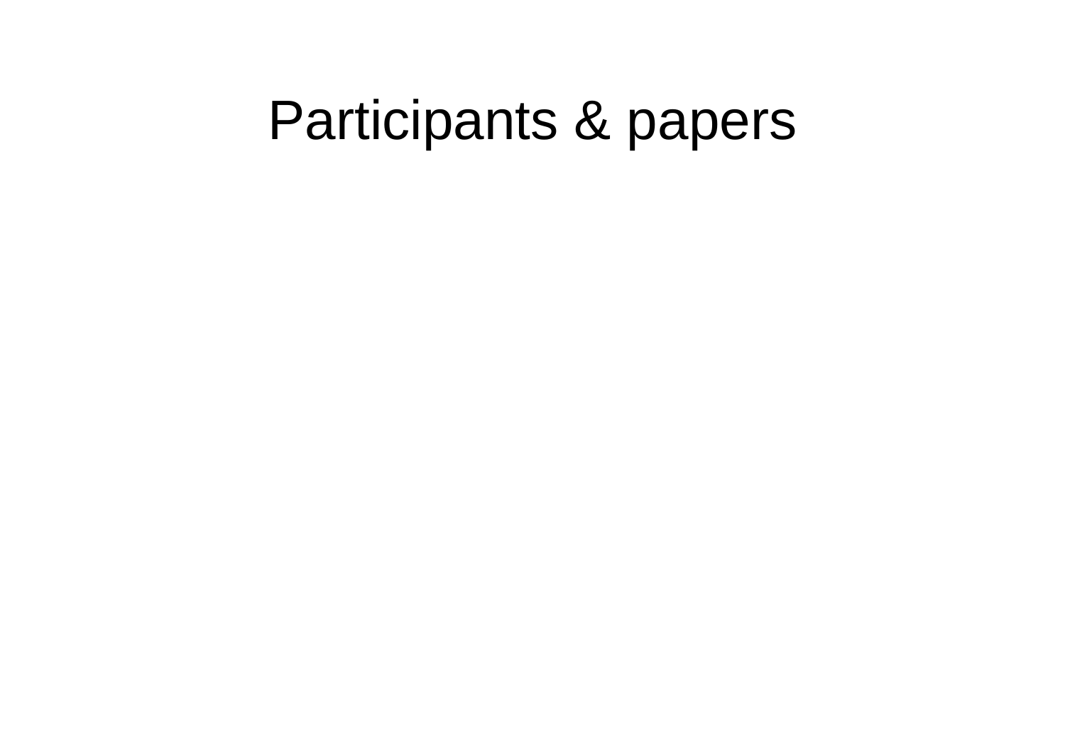# Participants & papers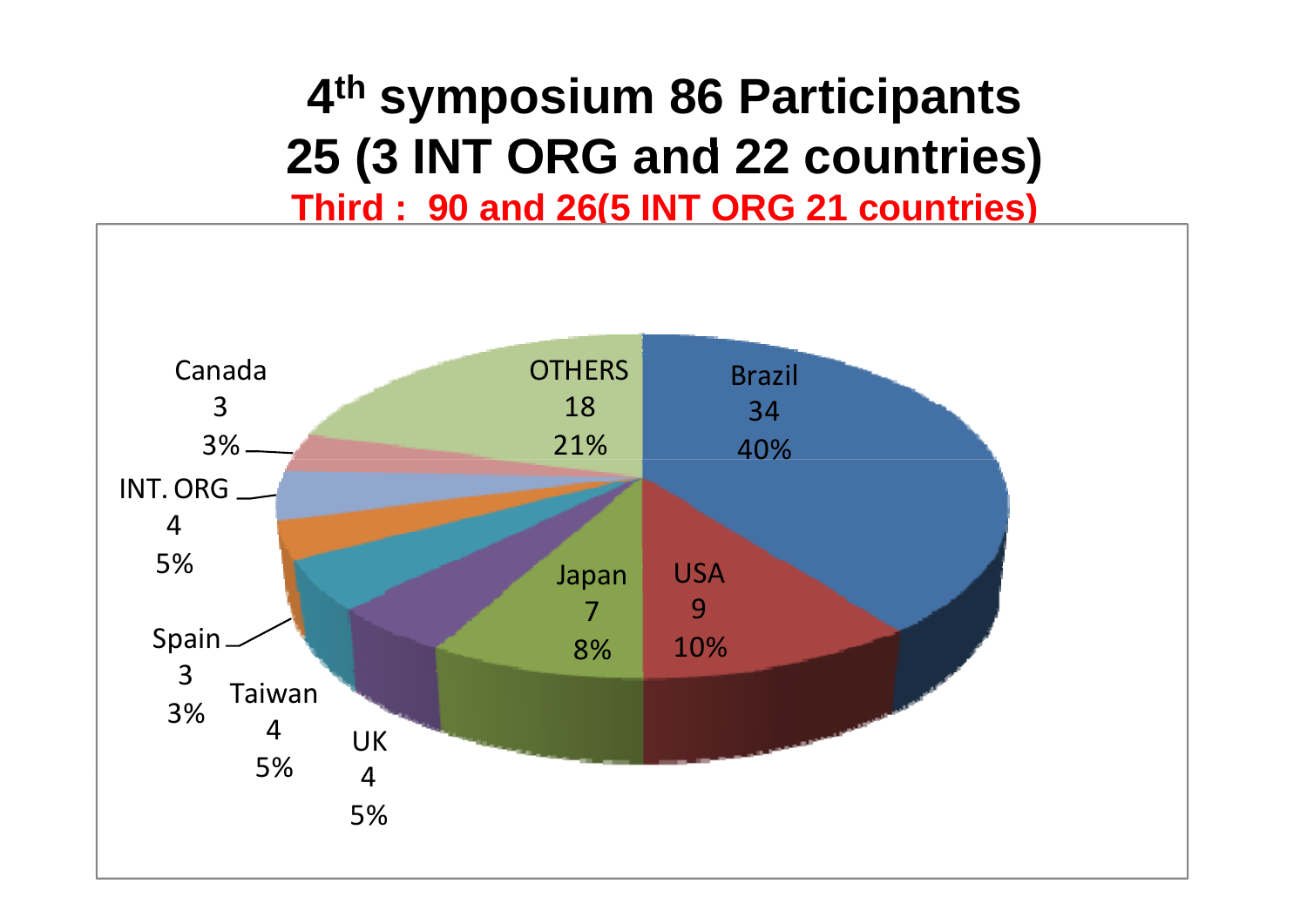# 4th symposium 86 Participants
# 25 (3 INT ORG and 22 countries)

**Third : 90 and 26(5 INT ORG 21 countries)**

| Category | Participants | % |
|---|---|---|
| Brazil | 34 | 40% |
| USA | 9 | 10% |
| Japan | 7 | 8% |
| UK | 4 | 5% |
| Taiwan | 4 | 5% |
| Spain | 3 | 3% |
| INT. ORG | 4 | 5% |
| Canada | 3 | 3% |
| OTHERS | 18 | 21% |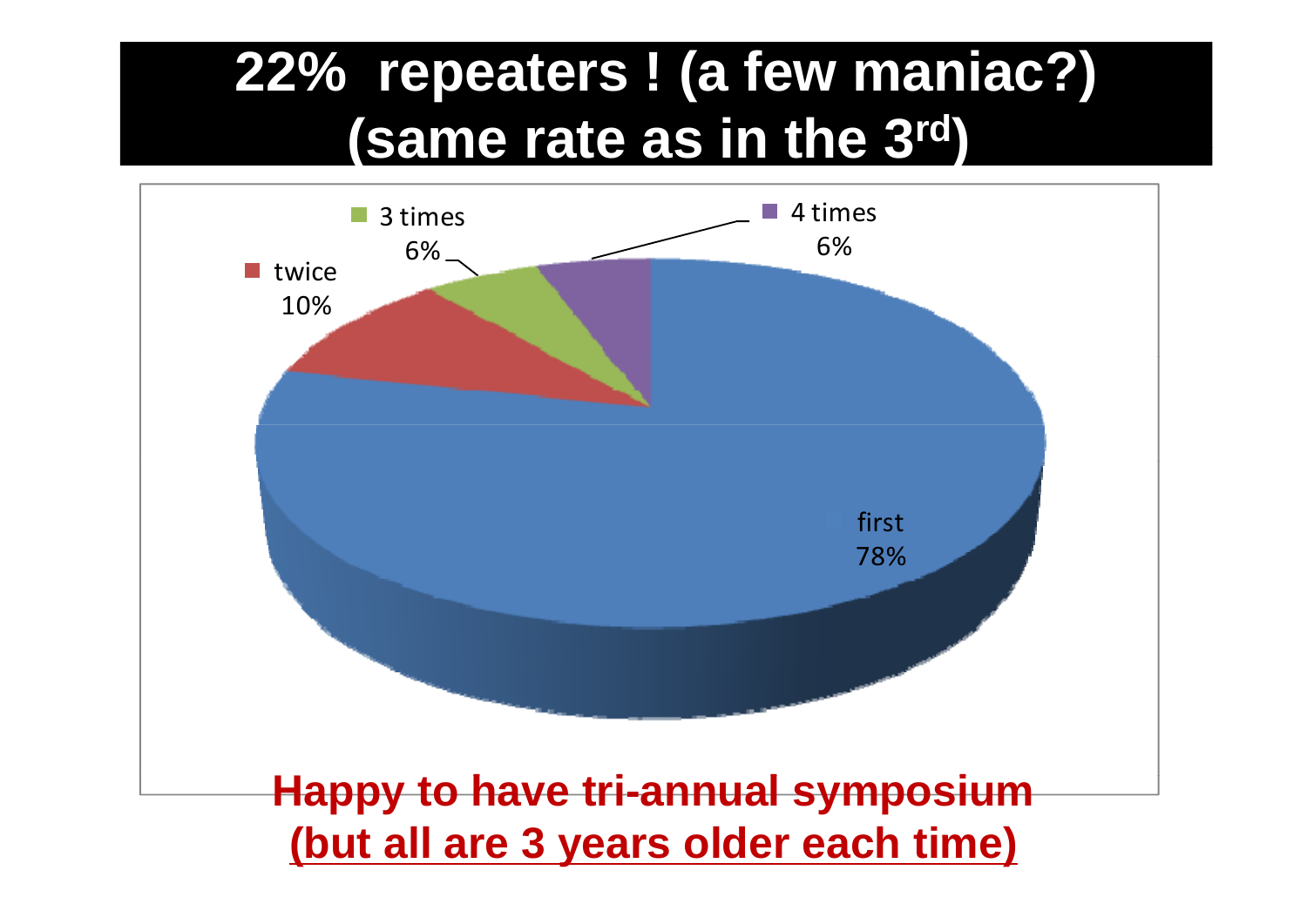# 22% repeaters ! (a few maniac?) (same rate as in the 3rd)

- 3 times 6%
- 4 times 6%
- twice 10%
- first 78%

**Happy to have tri-annual symposium**

**(but all are 3 years older each time)**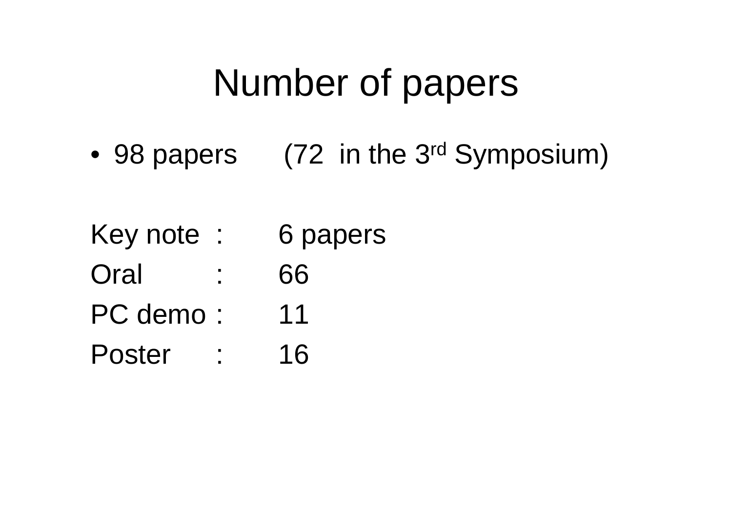# Number of papers

- 98 papers (72 in the 3rd Symposium)

| | | |
|---|---|---|
| Key note | : | 6 papers |
| Oral | : | 66 |
| PC demo | : | 11 |
| Poster | : | 16 |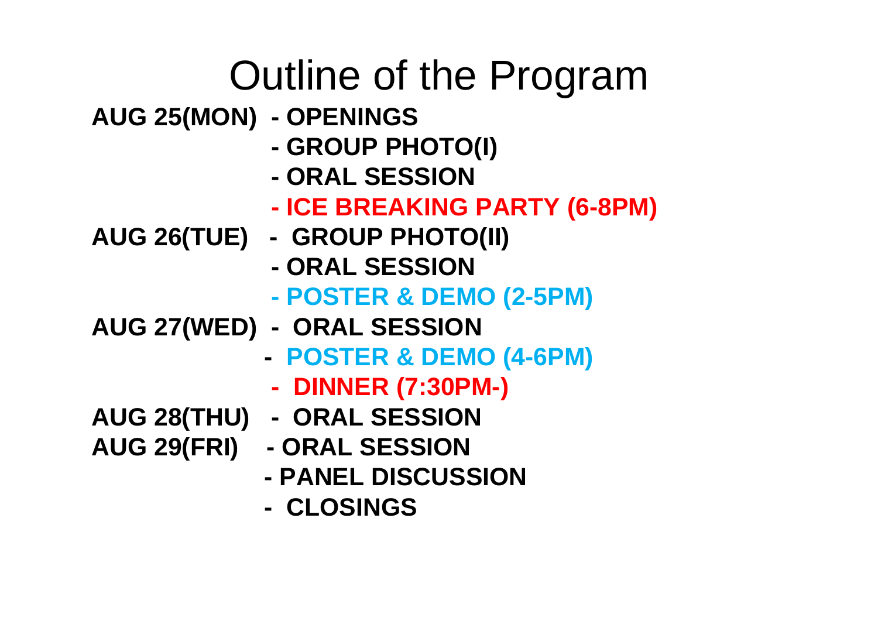# Outline of the Program

**AUG 25(MON)**
- **OPENINGS**
- **GROUP PHOTO(I)**
- **ORAL SESSION**
- **ICE BREAKING PARTY (6-8PM)**

**AUG 26(TUE)**
- **GROUP PHOTO(II)**
- **ORAL SESSION**
- **POSTER & DEMO (2-5PM)**

**AUG 27(WED)**
- **ORAL SESSION**
- **POSTER & DEMO (4-6PM)**
- **DINNER (7:30PM-)**

**AUG 28(THU)**
- **ORAL SESSION**

**AUG 29(FRI)**
- **ORAL SESSION**
- **PANEL DISCUSSION**
- **CLOSINGS**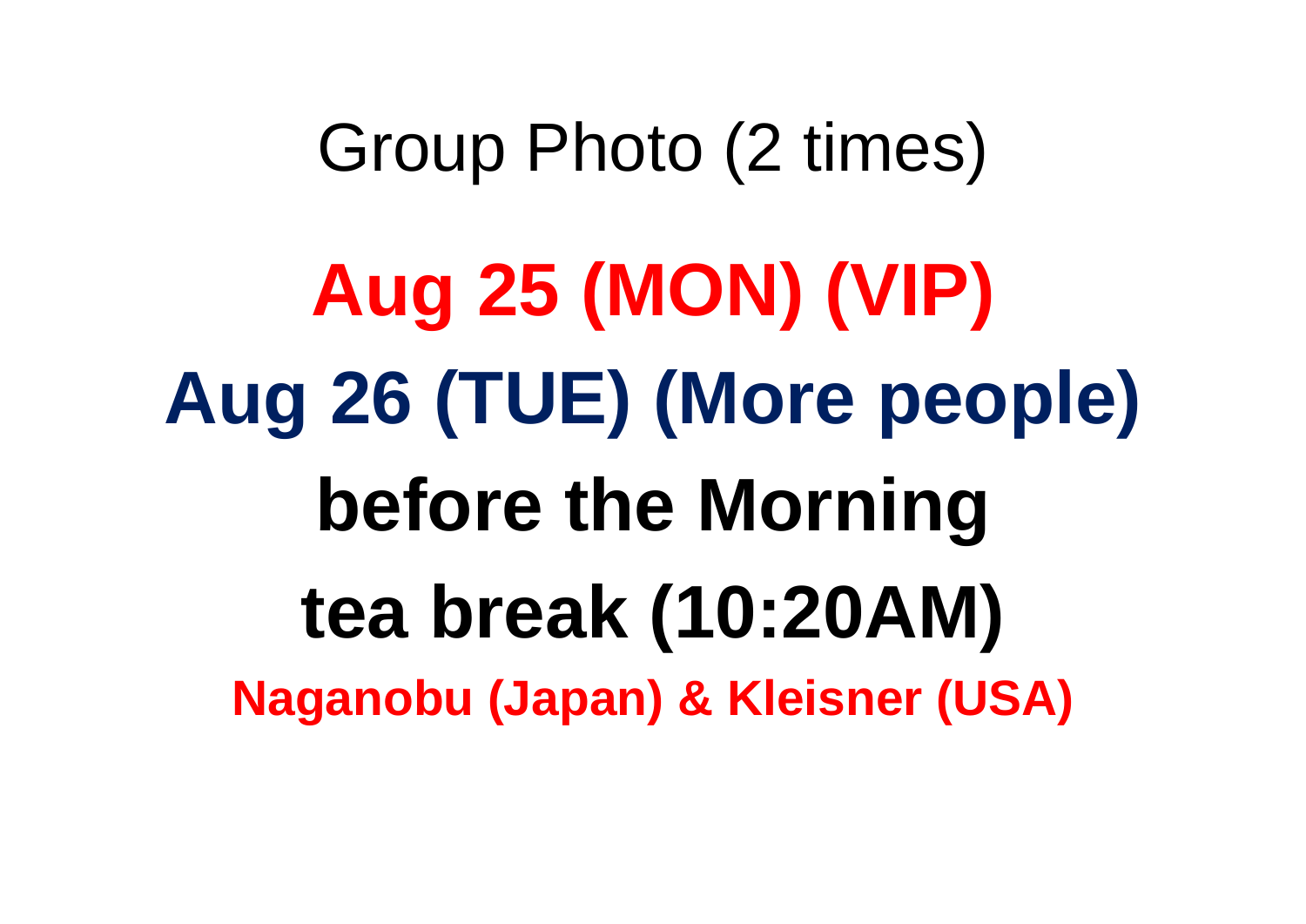# Group Photo (2 times)

**Aug 25 (MON) (VIP)**

**Aug 26 (TUE) (More people)**

**before the Morning**

**tea break (10:20AM)**

**Naganobu (Japan) & Kleisner (USA)**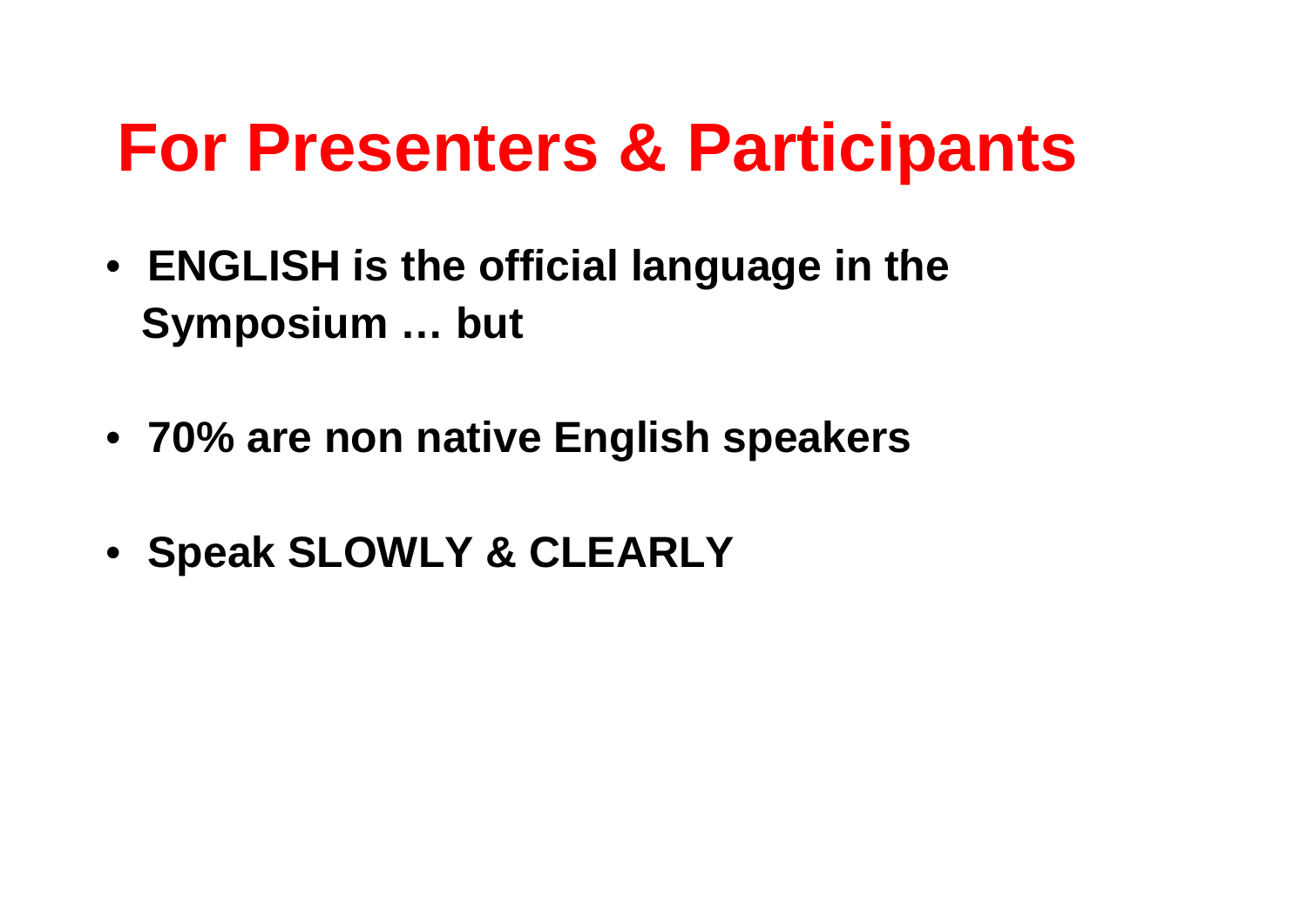# For Presenters & Participants

- **ENGLISH is the official language in the Symposium … but**
- **70% are non native English speakers**
- **Speak SLOWLY & CLEARLY**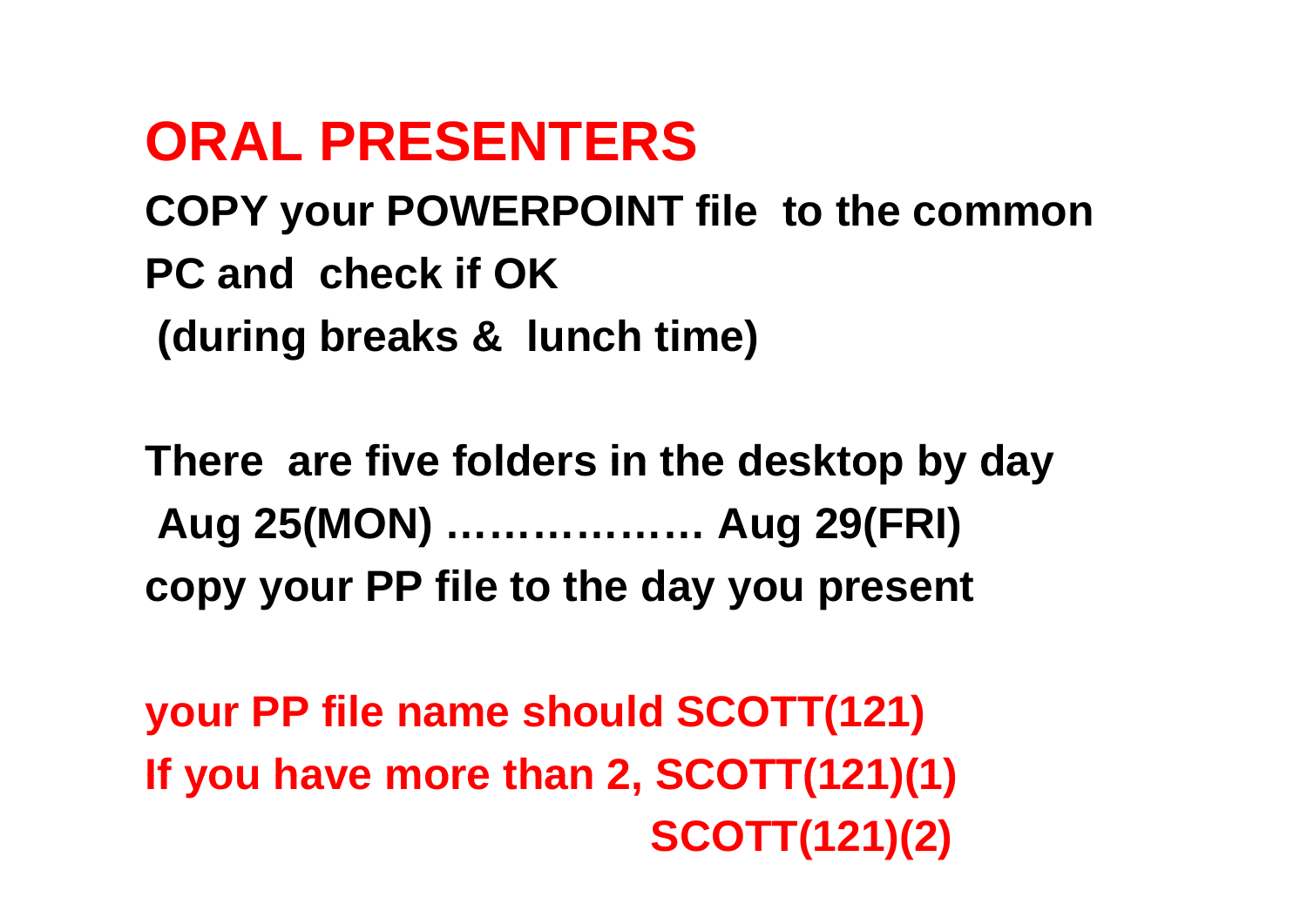# ORAL PRESENTERS

**COPY your POWERPOINT file to the common PC and check if OK (during breaks & lunch time)**

**There are five folders in the desktop by day Aug 25(MON) ……………… Aug 29(FRI) copy your PP file to the day you present**

**your PP file name should SCOTT(121)**

**If you have more than 2, SCOTT(121)(1)**

**SCOTT(121)(2)**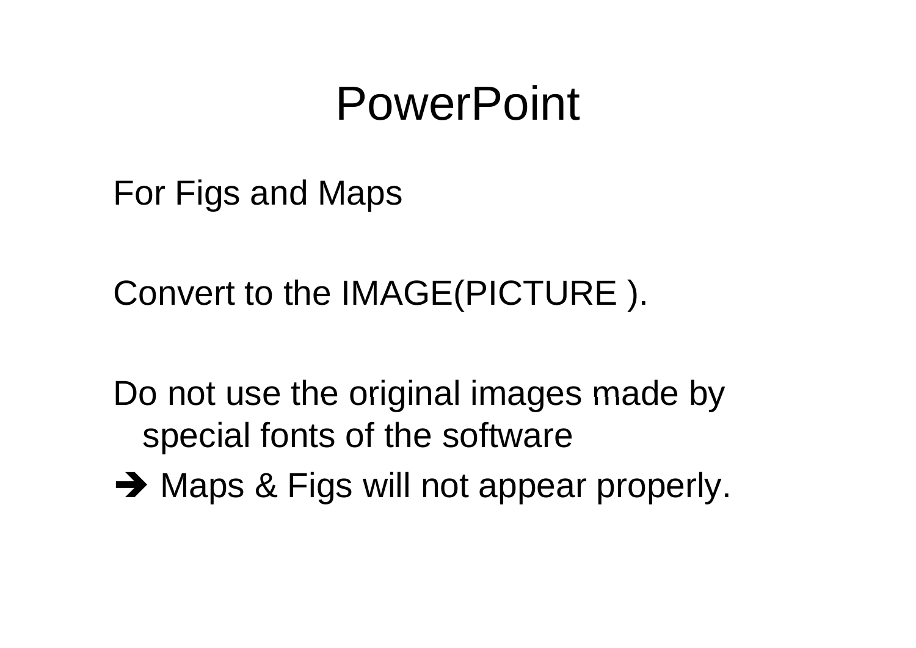# PowerPoint

For Figs and Maps

Convert to the IMAGE(PICTURE ).

Do not use the original images made by special fonts of the software

➔ Maps & Figs will not appear properly.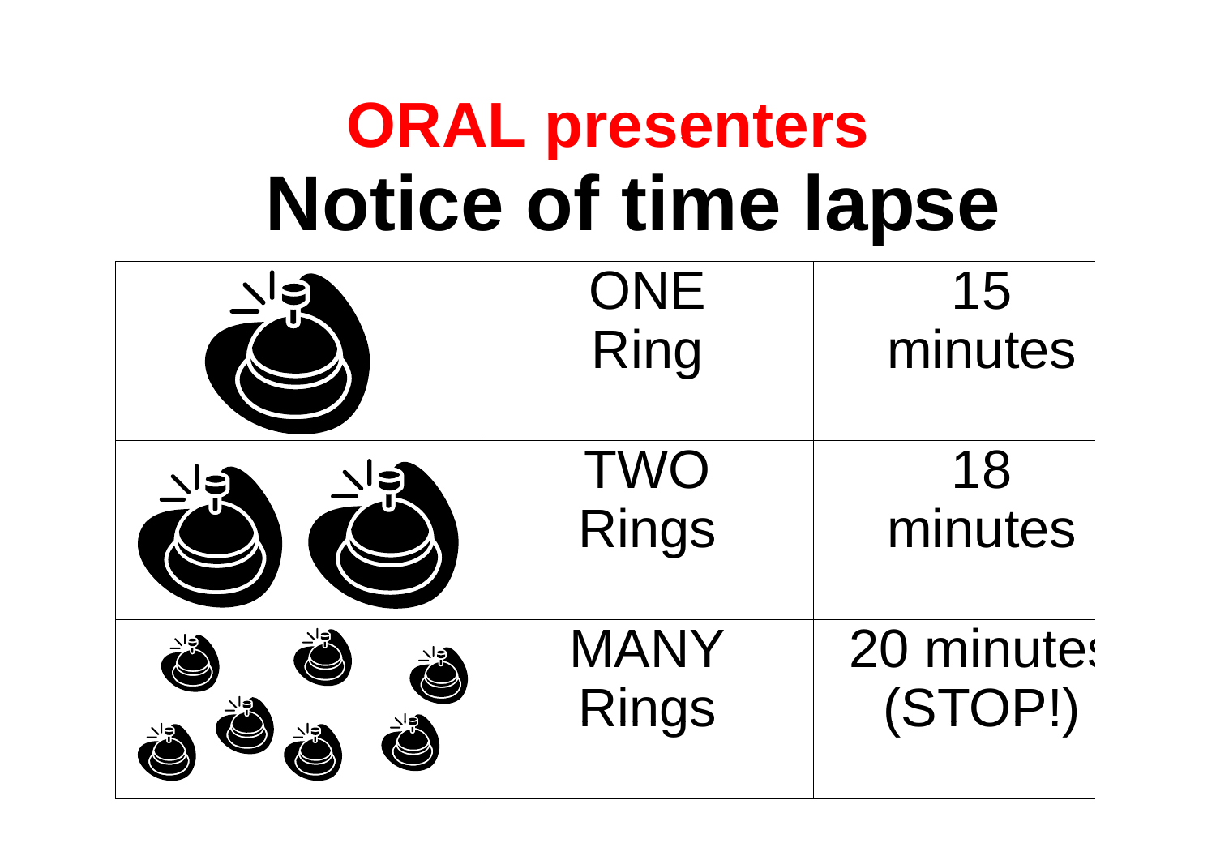# ORAL presenters

# Notice of time lapse

| | | |
|---|---|---|
| | ONE Ring | 15 minutes |
| | TWO Rings | 18 minutes |
| | MANY Rings | 20 minutes (STOP!) |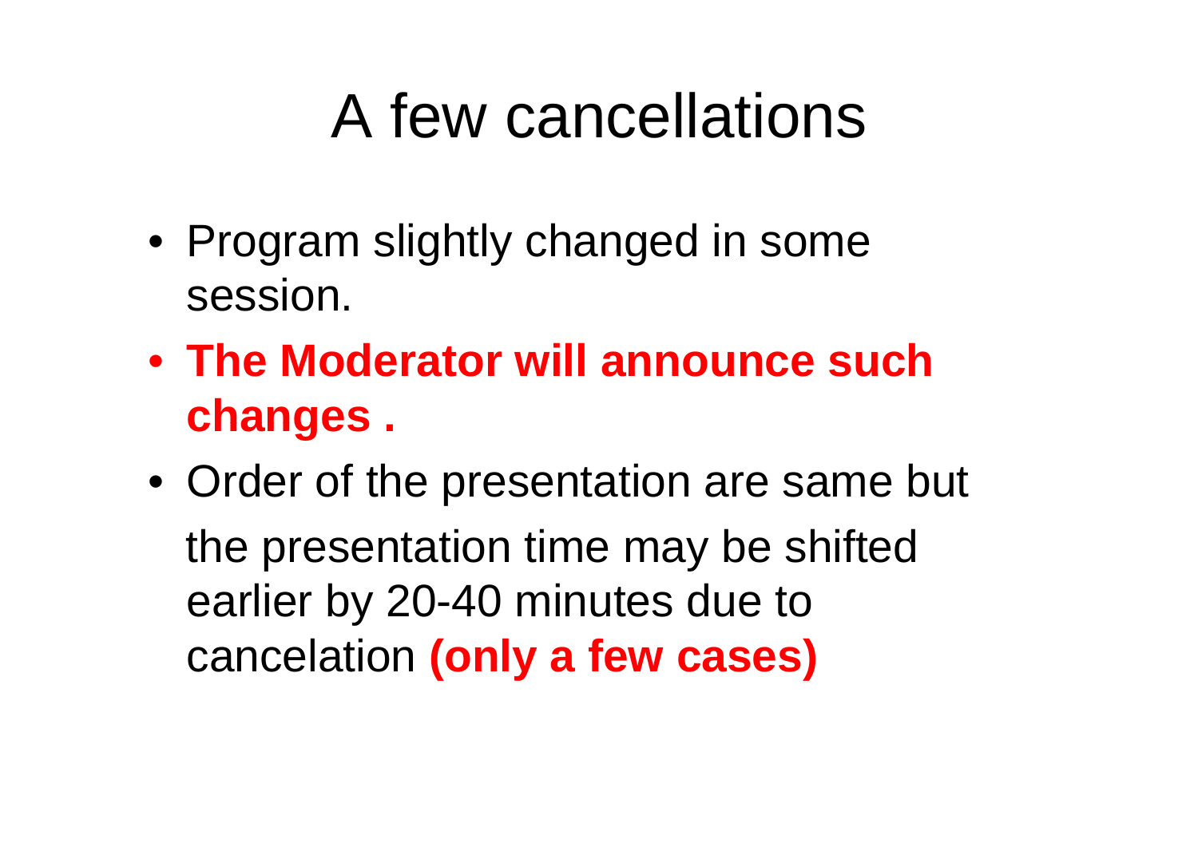# A few cancellations

- Program slightly changed in some session.
- **The Moderator will announce such changes .**
- Order of the presentation are same but the presentation time may be shifted earlier by 20-40 minutes due to cancelation **(only a few cases)**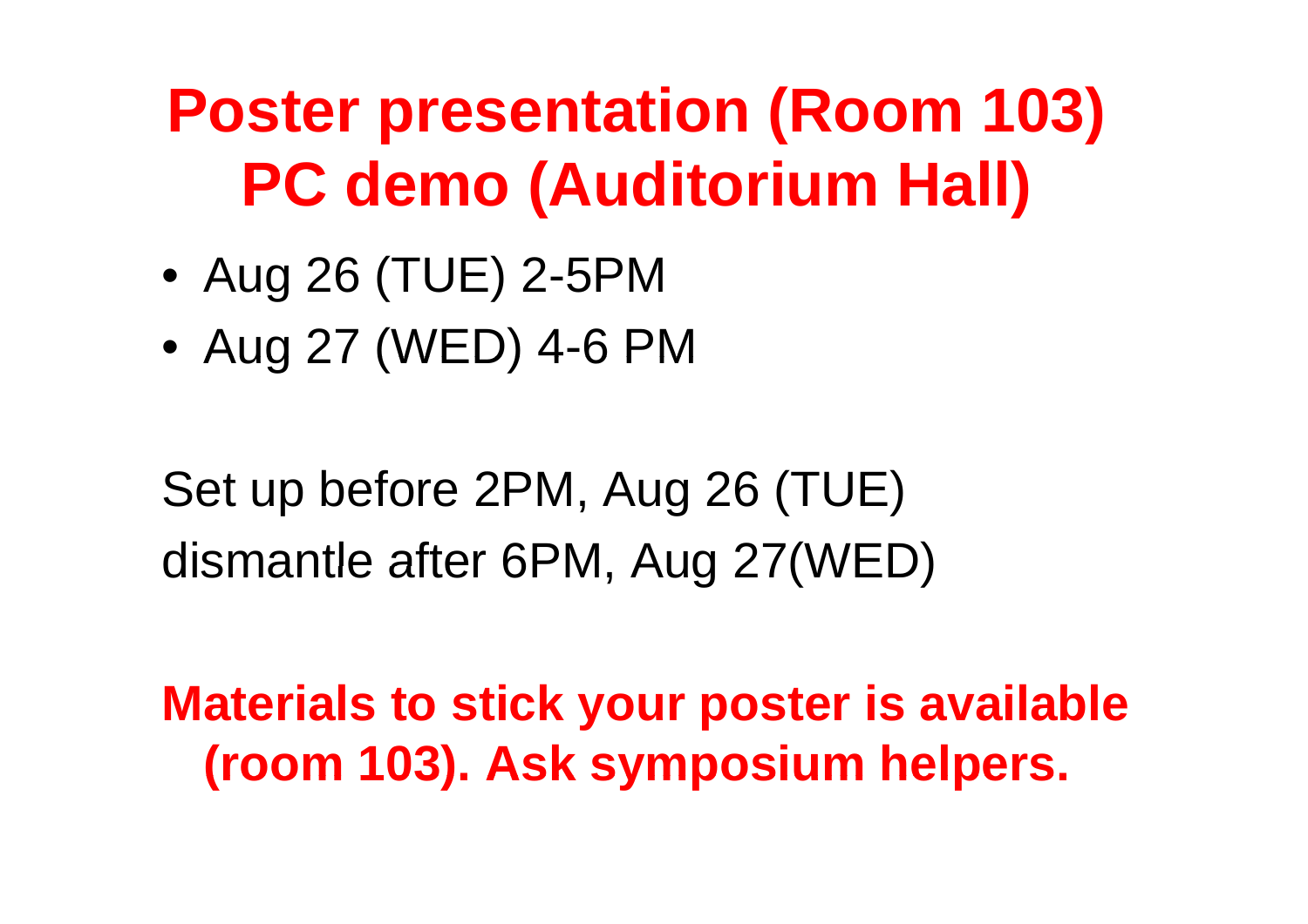# Poster presentation (Room 103)
# PC demo (Auditorium Hall)

- Aug 26 (TUE) 2-5PM
- Aug 27 (WED) 4-6 PM

Set up before 2PM, Aug 26 (TUE)
dismantle after 6PM, Aug 27(WED)

**Materials to stick your poster is available (room 103). Ask symposium helpers.**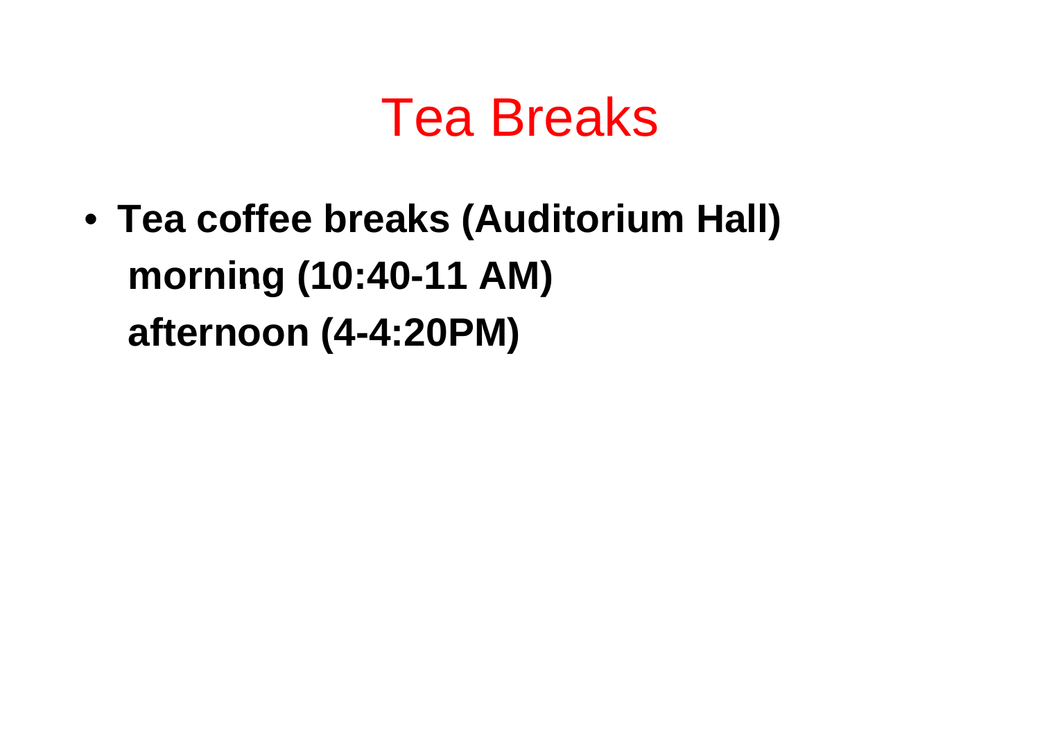# Tea Breaks

- **Tea coffee breaks (Auditorium Hall)**
  **morning (10:40-11 AM)**
  **afternoon (4-4:20PM)**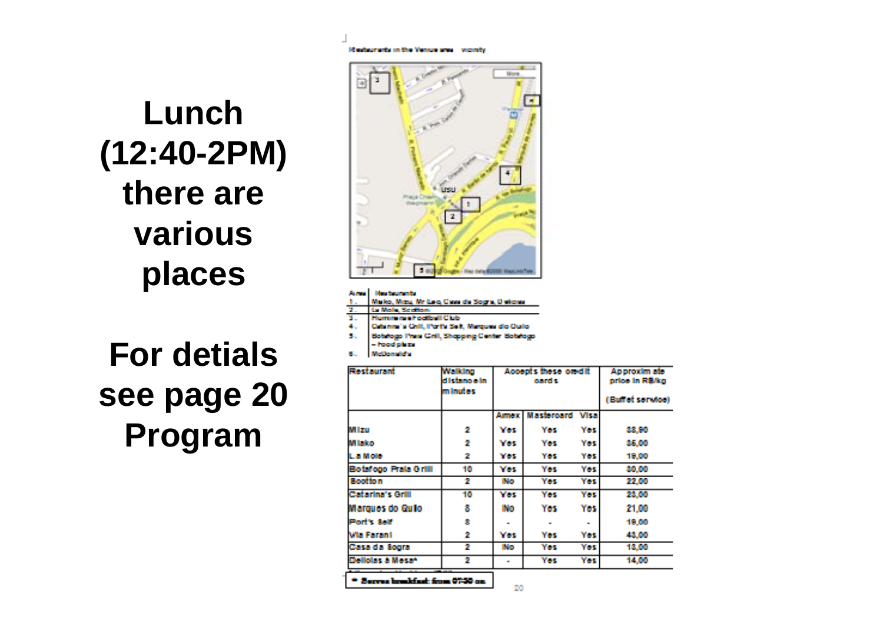# Lunch (12:40-2PM) there are various places

# For detials see page 20 Program

Restaurants in the Venue area vicinity

| Area | Restaurants |
|---|---|
| 1. | Miako, Mizu, Mr Lao, Casa da Sogra, Delícias |
| 2. | La Mole, Scotton |
| 3. | Humineuse Football Club |
| 4. | Catarina's Grill, Port's Self, Marques do Quilo |
| 5. | Botafogo Praia Grill, Shopping Center Botafogo – Food plaza |
| 6. | McDonald's |

| Restaurant | Walking distance in minutes | Accepts these credit cards | | | Approximate price in R$/kg (Buffet service) |
|---|---|---|---|---|---|
| | | Amex | Mastercard | Visa | |
| Mizu | 2 | Yes | Yes | Yes | 38,90 |
| Miako | 2 | Yes | Yes | Yes | 36,00 |
| La Mole | 2 | Yes | Yes | Yes | 19,00 |
| Botafogo Praia Grill | 10 | Yes | Yes | Yes | 30,00 |
| Scotton | 2 | No | Yes | Yes | 22,00 |
| Catarina's Grill | 10 | Yes | Yes | Yes | 23,00 |
| Marques do Quilo | 8 | No | Yes | Yes | 21,00 |
| Port's Self | 8 | - | - | - | 19,00 |
| Via Farani | 2 | Yes | Yes | Yes | 43,00 |
| Casa da Sogra | 2 | No | Yes | Yes | 13,00 |
| Delicias à Mesa* | 2 | - | Yes | Yes | 14,00 |

* Serves breakfast from 07:30 on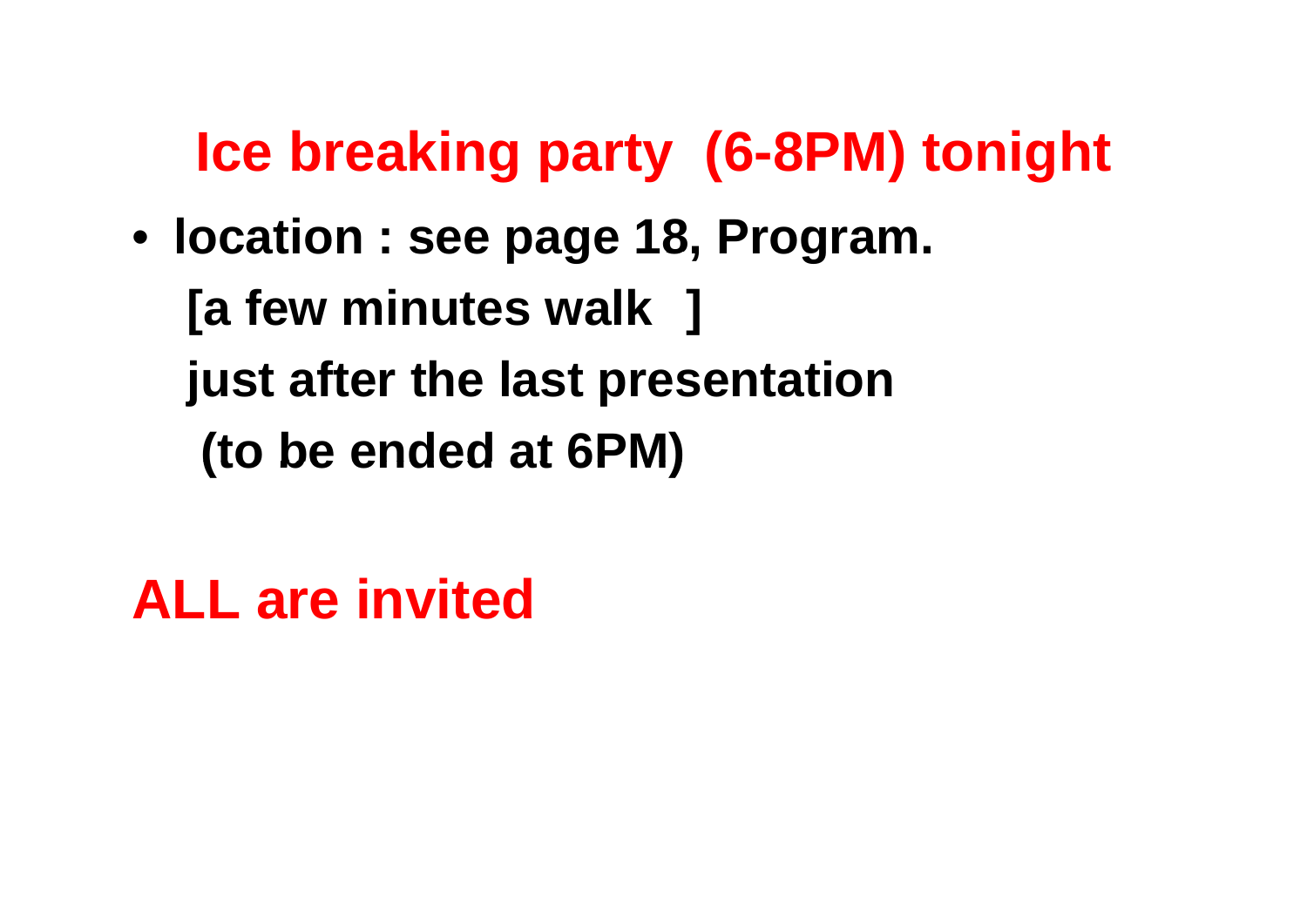# Ice breaking party (6-8PM) tonight

- **location : see page 18, Program.**
  **[a few minutes walk ]**
  **just after the last presentation**
  **(to be ended at 6PM)**

## ALL are invited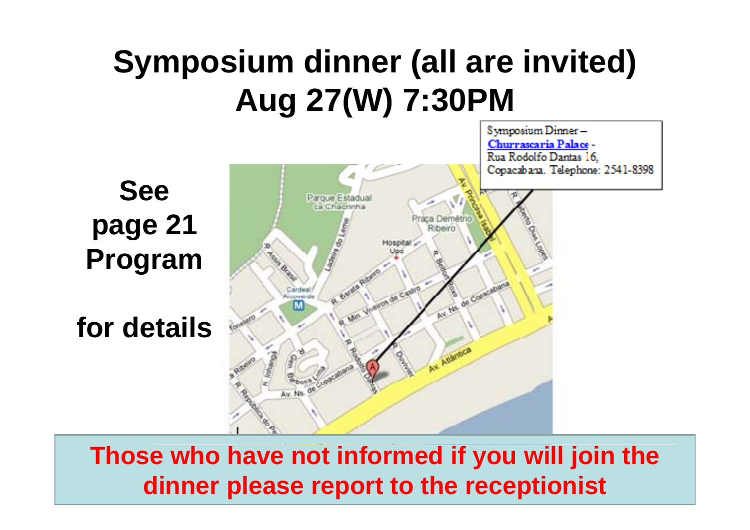# Symposium dinner (all are invited)
# Aug 27(W) 7:30PM

Symposium Dinner – Churrascaria Palace - Rua Rodolfo Dantas 16, Copacabana. Telephone: 2541-8398

**See page 21 Program**

**for details**

**Those who have not informed if you will join the dinner please report to the receptionist**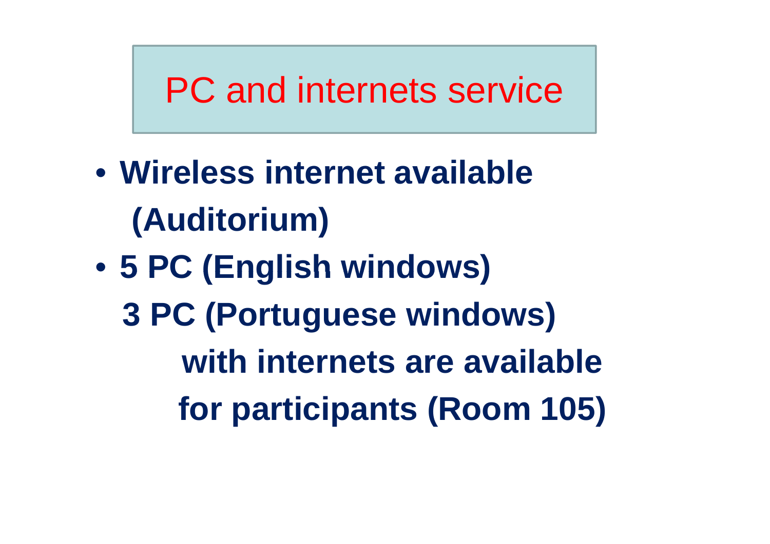# PC and internets service

- **Wireless internet available (Auditorium)**
- **5 PC (English windows)**
  **3 PC (Portuguese windows)**
  **with internets are available for participants (Room 105)**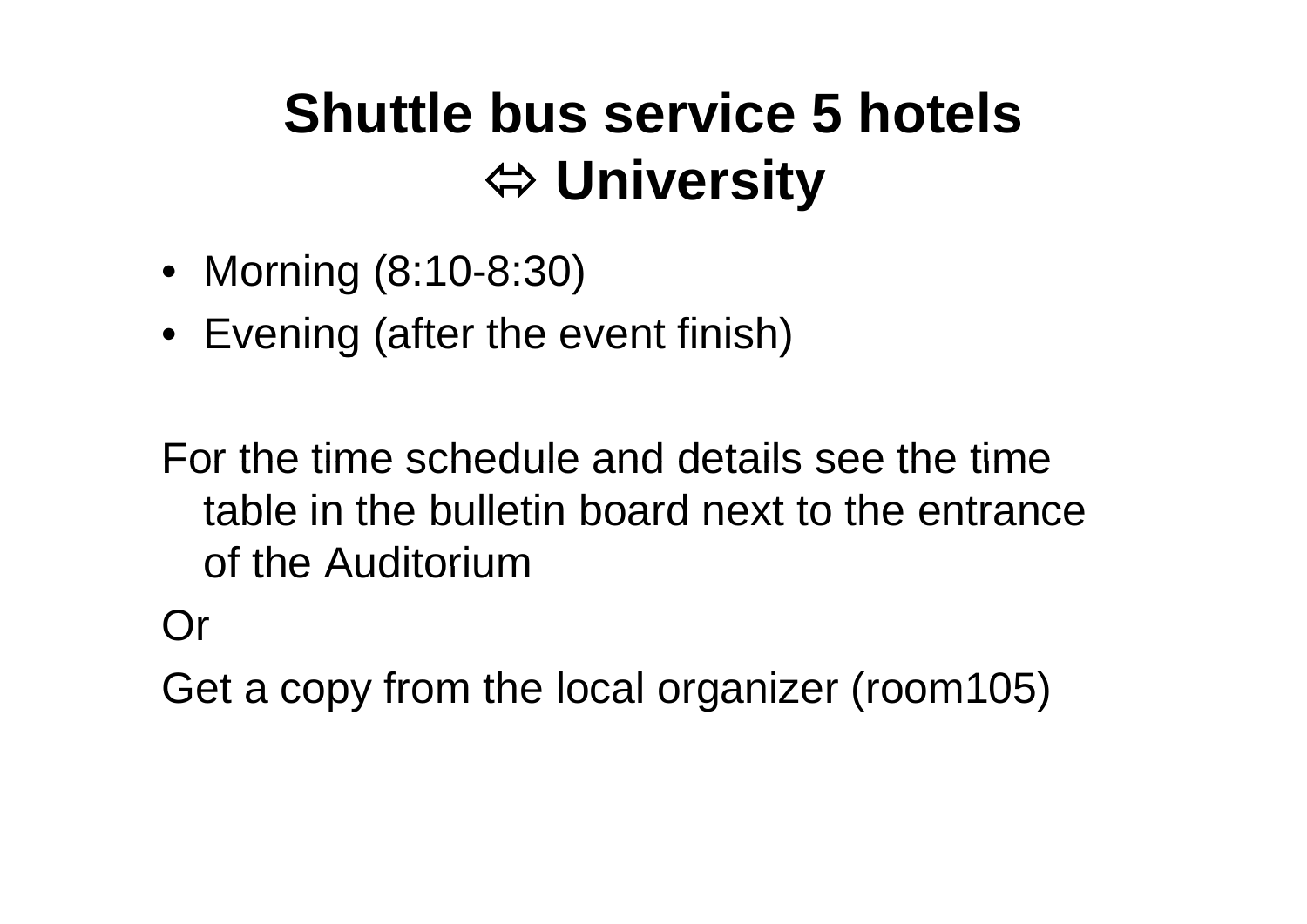# Shuttle bus service 5 hotels ⬄ University

- Morning (8:10-8:30)
- Evening (after the event finish)

For the time schedule and details see the time table in the bulletin board next to the entrance of the Auditorium

Or

Get a copy from the local organizer (room105)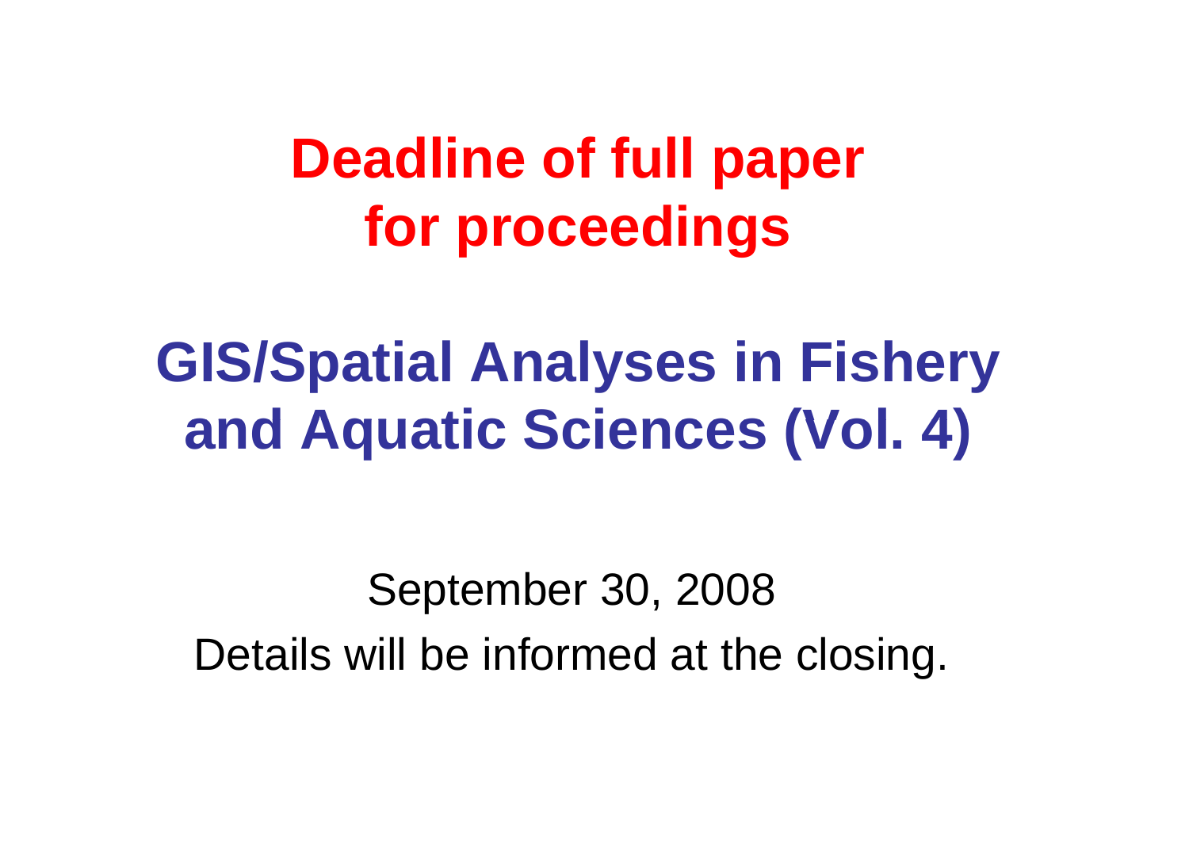# Deadline of full paper for proceedings

## GIS/Spatial Analyses in Fishery and Aquatic Sciences (Vol. 4)

September 30, 2008

Details will be informed at the closing.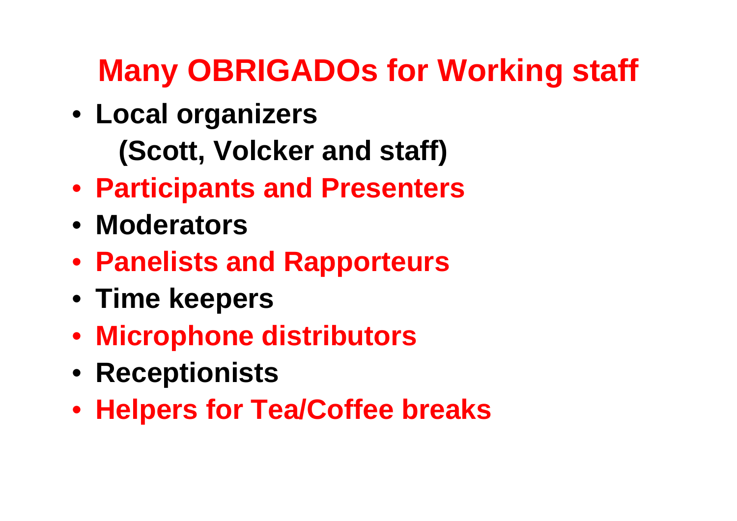# Many OBRIGADOs for Working staff

- **Local organizers**

  **(Scott, Volcker and staff)**
- **Participants and Presenters**
- **Moderators**
- **Panelists and Rapporteurs**
- **Time keepers**
- **Microphone distributors**
- **Receptionists**
- **Helpers for Tea/Coffee breaks**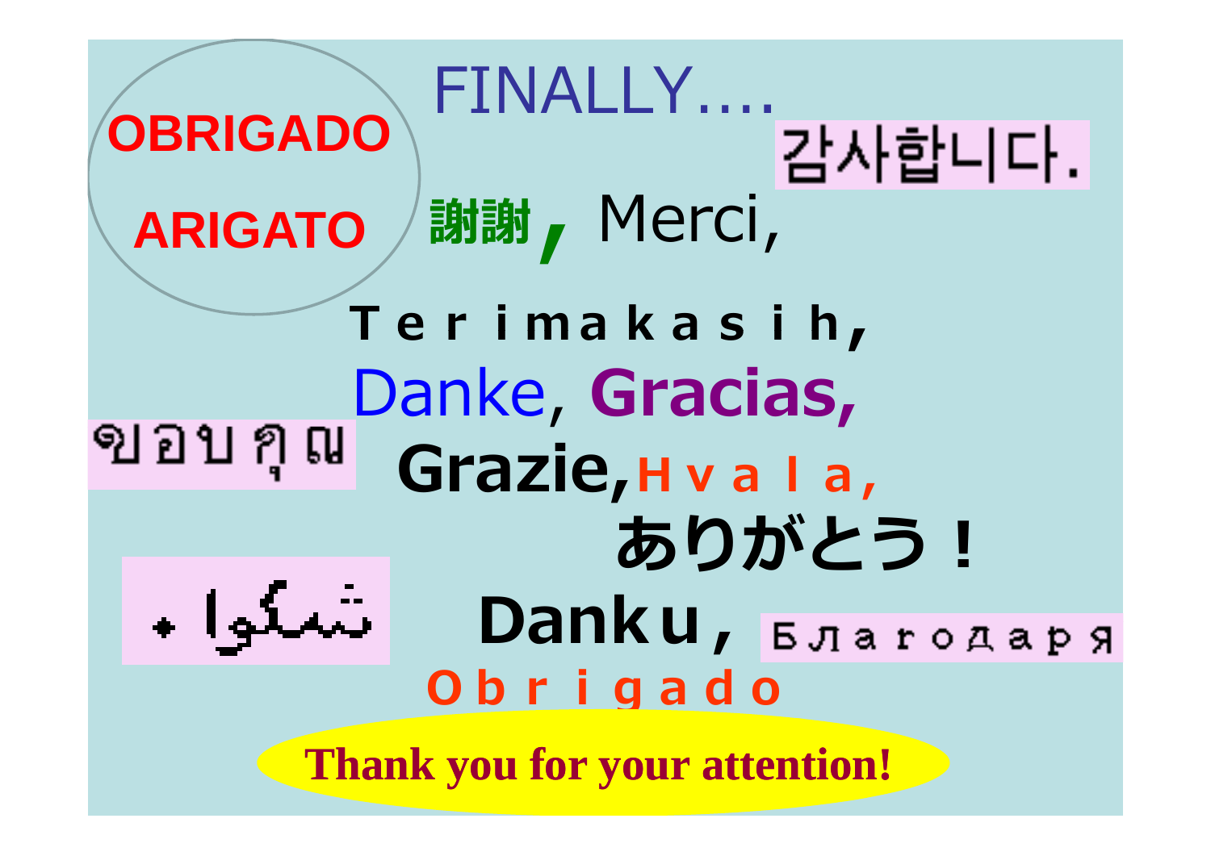FINALLY....

OBRIGADO

ARIGATO

감사합니다.

謝謝, Merci,

Terimakasih,

Danke, **Gracias,**

ขอบคุณ

**Grazie,** Hvala,

**ありがとう！**

شكرا.

**Danku,** Благодаря

Obrigado

**Thank you for your attention!**